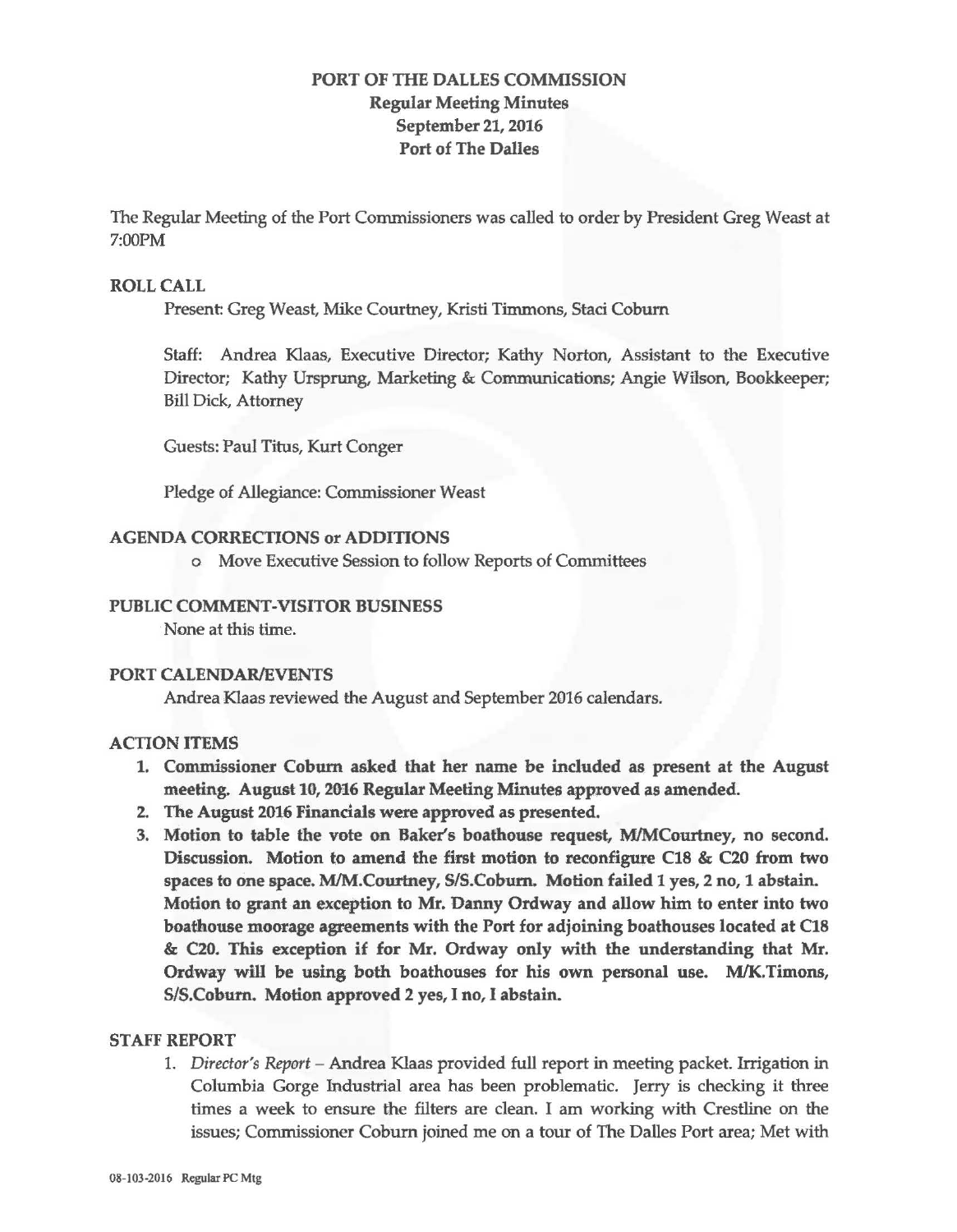# PORT OF THE DALLES COMMISSION

## Regular Meeting Minutes
## September 21, 2016
## Port of The Dalles

The Regular Meeting of the Port Commissioners was called to order by President Greg Weast at 7:00PM

### ROLL CALL

Present: Greg Weast, Mike Courtney, Kristi Timmons, Staci Coburn

Staff: Andrea Klaas, Executive Director; Kathy Norton, Assistant to the Executive Director; Kathy Ursprung, Marketing & Communications; Angie Wilson, Bookkeeper; Bill Dick, Attorney

Guests: Paul Titus, Kurt Conger

Pledge of Allegiance: Commissioner Weast

### AGENDA CORRECTIONS or ADDITIONS

- Move Executive Session to follow Reports of Committees

### PUBLIC COMMENT-VISITOR BUSINESS

None at this time.

### PORT CALENDAR/EVENTS

Andrea Klaas reviewed the August and September 2016 calendars.

### ACTION ITEMS

1. **Commissioner Coburn asked that her name be included as present at the August meeting. August 10, 2016 Regular Meeting Minutes approved as amended.**
2. **The August 2016 Financials were approved as presented.**
3. **Motion to table the vote on Baker's boathouse request, M/MCourtney, no second. Discussion. Motion to amend the first motion to reconfigure C18 & C20 from two spaces to one space. M/M.Courtney, S/S.Coburn. Motion failed 1 yes, 2 no, 1 abstain. Motion to grant an exception to Mr. Danny Ordway and allow him to enter into two boathouse moorage agreements with the Port for adjoining boathouses located at C18 & C20. This exception if for Mr. Ordway only with the understanding that Mr. Ordway will be using both boathouses for his own personal use. M/K.Timons, S/S.Coburn. Motion approved 2 yes, I no, I abstain.**

### STAFF REPORT

1. *Director's Report* – Andrea Klaas provided full report in meeting packet. Irrigation in Columbia Gorge Industrial area has been problematic. Jerry is checking it three times a week to ensure the filters are clean. I am working with Crestline on the issues; Commissioner Coburn joined me on a tour of The Dalles Port area; Met with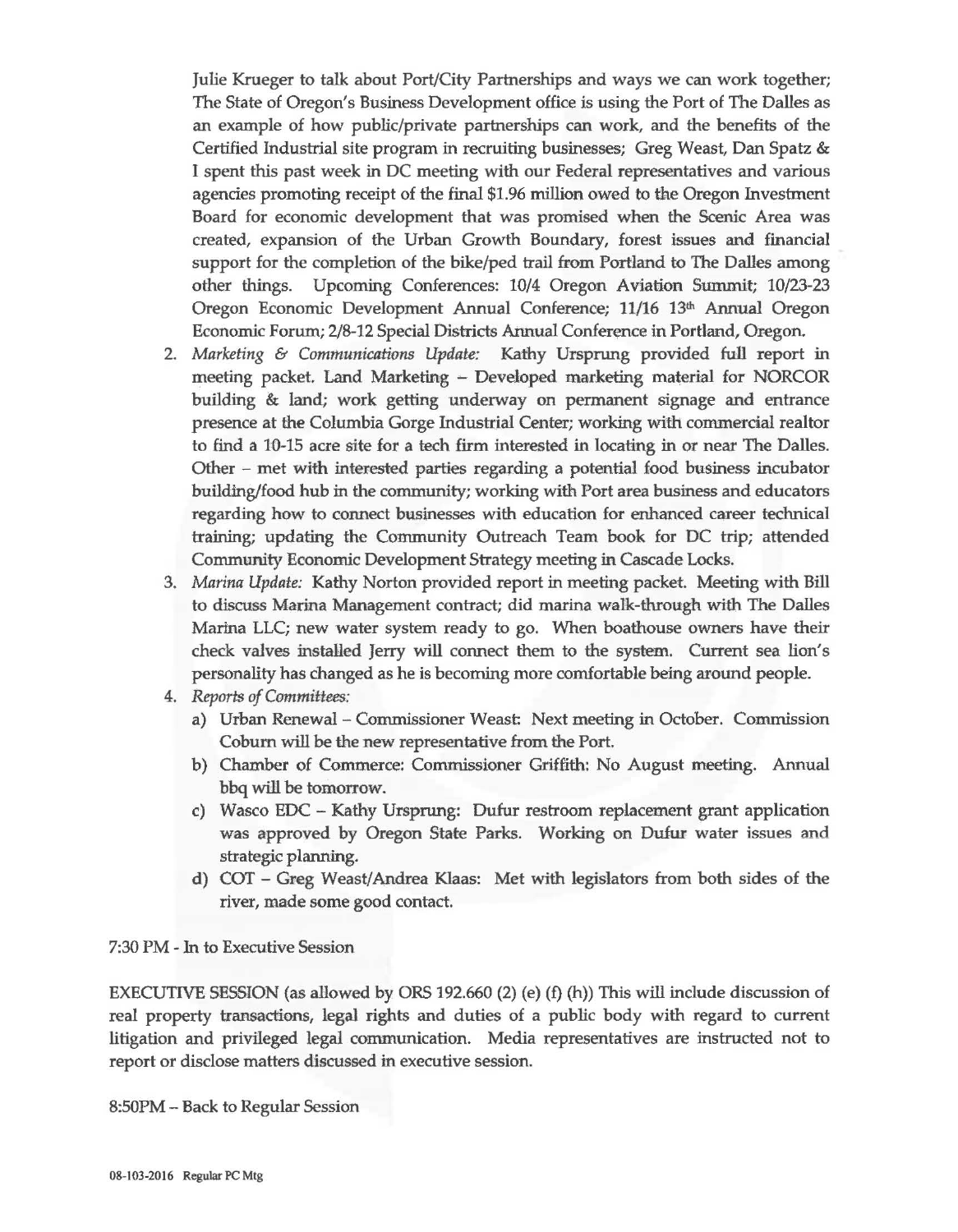Julie Krueger to talk about Port/City Partnerships and ways we can work together; The State of Oregon's Business Development office is using the Port of The Dalles as an example of how public/private partnerships can work, and the benefits of the Certified Industrial site program in recruiting businesses; Greg Weast, Dan Spatz & I spent this past week in DC meeting with our Federal representatives and various agencies promoting receipt of the final $1.96 million owed to the Oregon Investment Board for economic development that was promised when the Scenic Area was created, expansion of the Urban Growth Boundary, forest issues and financial support for the completion of the bike/ped trail from Portland to The Dalles among other things. Upcoming Conferences: 10/4 Oregon Aviation Summit; 10/23-23 Oregon Economic Development Annual Conference; 11/16 13th Annual Oregon Economic Forum; 2/8-12 Special Districts Annual Conference in Portland, Oregon.

2. *Marketing & Communications Update:* Kathy Ursprung provided full report in meeting packet. Land Marketing – Developed marketing material for NORCOR building & land; work getting underway on permanent signage and entrance presence at the Columbia Gorge Industrial Center; working with commercial realtor to find a 10-15 acre site for a tech firm interested in locating in or near The Dalles. Other – met with interested parties regarding a potential food business incubator building/food hub in the community; working with Port area business and educators regarding how to connect businesses with education for enhanced career technical training; updating the Community Outreach Team book for DC trip; attended Community Economic Development Strategy meeting in Cascade Locks.
3. *Marina Update:* Kathy Norton provided report in meeting packet. Meeting with Bill to discuss Marina Management contract; did marina walk-through with The Dalles Marina LLC; new water system ready to go. When boathouse owners have their check valves installed Jerry will connect them to the system. Current sea lion's personality has changed as he is becoming more comfortable being around people.
4. *Reports of Committees:*
   a) Urban Renewal – Commissioner Weast: Next meeting in October. Commission Coburn will be the new representative from the Port.
   b) Chamber of Commerce: Commissioner Griffith: No August meeting. Annual bbq will be tomorrow.
   c) Wasco EDC – Kathy Ursprung: Dufur restroom replacement grant application was approved by Oregon State Parks. Working on Dufur water issues and strategic planning.
   d) COT – Greg Weast/Andrea Klaas: Met with legislators from both sides of the river, made some good contact.

7:30 PM - In to Executive Session

EXECUTIVE SESSION (as allowed by ORS 192.660 (2) (e) (f) (h)) This will include discussion of real property transactions, legal rights and duties of a public body with regard to current litigation and privileged legal communication. Media representatives are instructed not to report or disclose matters discussed in executive session.

8:50PM – Back to Regular Session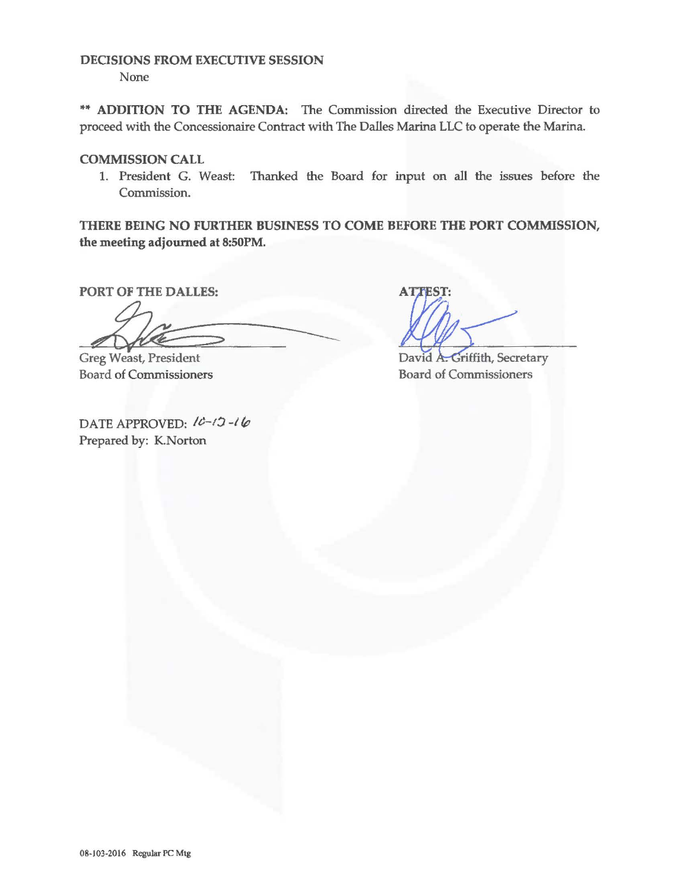**DECISIONS FROM EXECUTIVE SESSION**

None

** **ADDITION TO THE AGENDA:** The Commission directed the Executive Director to proceed with the Concessionaire Contract with The Dalles Marina LLC to operate the Marina.

**COMMISSION CALL**

1. President G. Weast: Thanked the Board for input on all the issues before the Commission.

**THERE BEING NO FURTHER BUSINESS TO COME BEFORE THE PORT COMMISSION, the meeting adjourned at 8:50PM.**

**PORT OF THE DALLES:**

Greg Weast, President
Board of Commissioners

**ATTEST:**

David A. Griffith, Secretary
Board of Commissioners

DATE APPROVED: 10-13-16
Prepared by: K.Norton

08-103-2016 Regular PC Mtg